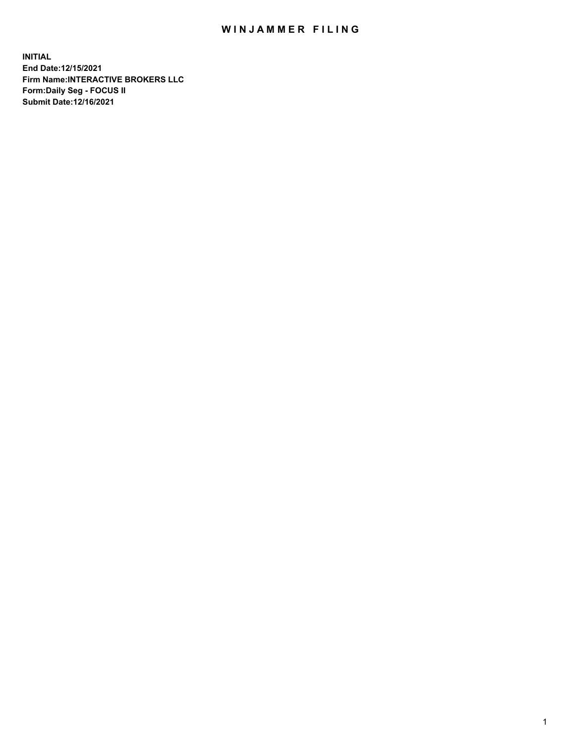# WINJAMMER FILING

**INITIAL**
**End Date:12/15/2021**
**Firm Name:INTERACTIVE BROKERS LLC**
**Form:Daily Seg - FOCUS II**
**Submit Date:12/16/2021**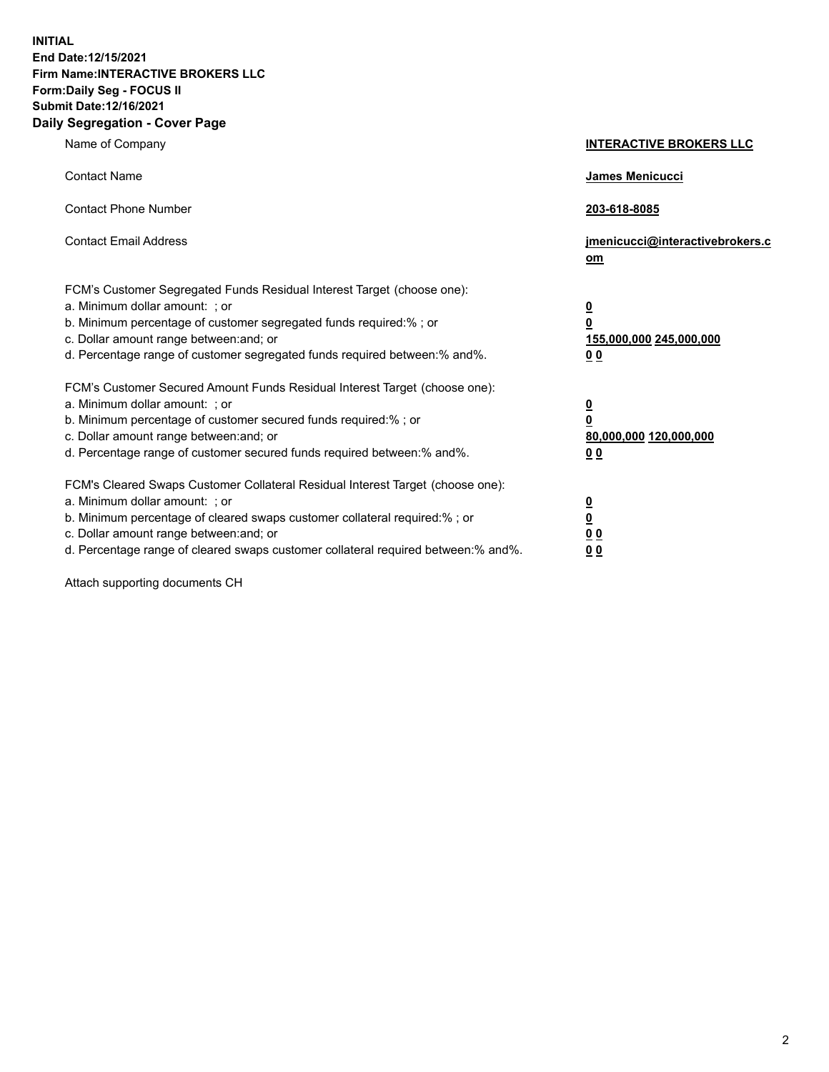**INITIAL**
**End Date:12/15/2021**
**Firm Name:INTERACTIVE BROKERS LLC**
**Form:Daily Seg - FOCUS II**
**Submit Date:12/16/2021**
**Daily Segregation - Cover Page**

| | |
|---|---|
| Name of Company | **INTERACTIVE BROKERS LLC** |
| Contact Name | **James Menicucci** |
| Contact Phone Number | **203-618-8085** |
| Contact Email Address | **jmenicucci@interactivebrokers.com** |
| FCM's Customer Segregated Funds Residual Interest Target (choose one): | |
| a. Minimum dollar amount: ; or | **0** |
| b. Minimum percentage of customer segregated funds required:% ; or | **0** |
| c. Dollar amount range between:and; or | **155,000,000** **245,000,000** |
| d. Percentage range of customer segregated funds required between:% and%. | **0** **0** |
| FCM's Customer Secured Amount Funds Residual Interest Target (choose one): | |
| a. Minimum dollar amount: ; or | **0** |
| b. Minimum percentage of customer secured funds required:% ; or | **0** |
| c. Dollar amount range between:and; or | **80,000,000** **120,000,000** |
| d. Percentage range of customer secured funds required between:% and%. | **0** **0** |
| FCM's Cleared Swaps Customer Collateral Residual Interest Target (choose one): | |
| a. Minimum dollar amount: ; or | **0** |
| b. Minimum percentage of cleared swaps customer collateral required:% ; or | **0** |
| c. Dollar amount range between:and; or | **0** **0** |
| d. Percentage range of cleared swaps customer collateral required between:% and%. | **0** **0** |

Attach supporting documents CH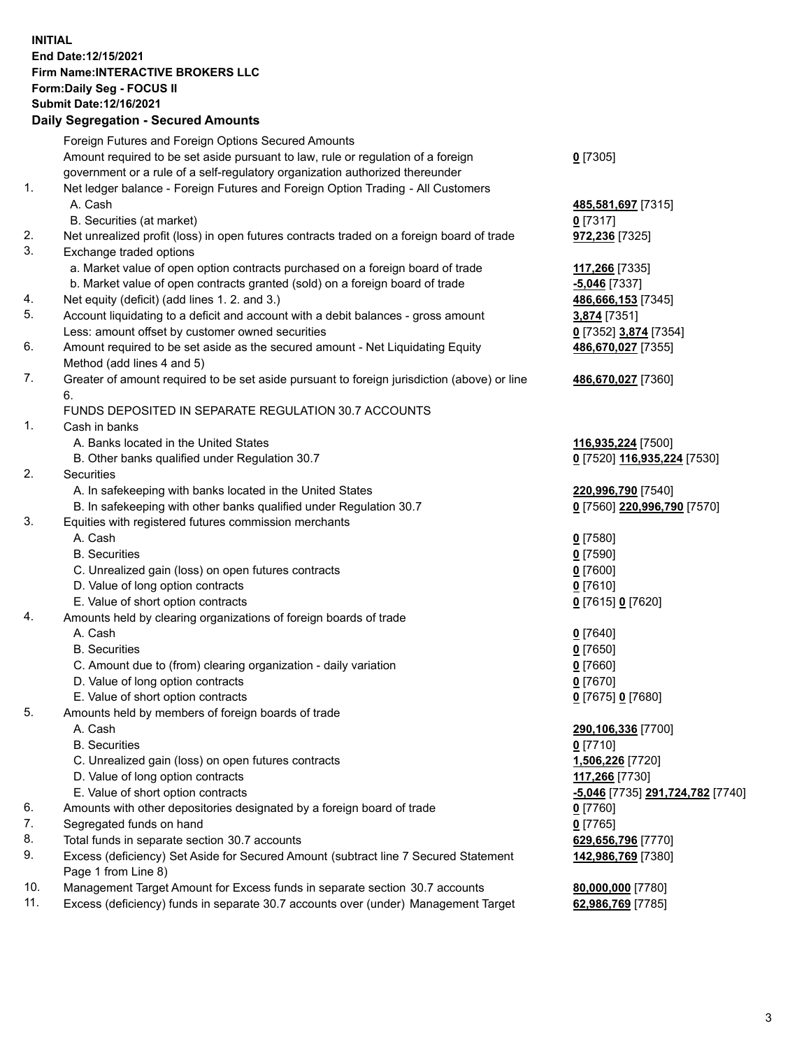**INITIAL**
**End Date:12/15/2021**
**Firm Name:INTERACTIVE BROKERS LLC**
**Form:Daily Seg - FOCUS II**
**Submit Date:12/16/2021**

**Daily Segregation - Secured Amounts**

| | | |
|---|---|---|
| | Foreign Futures and Foreign Options Secured Amounts | |
| | Amount required to be set aside pursuant to law, rule or regulation of a foreign government or a rule of a self-regulatory organization authorized thereunder | **0** [7305] |
| 1. | Net ledger balance - Foreign Futures and Foreign Option Trading - All Customers | |
| | A. Cash | **485,581,697** [7315] |
| | B. Securities (at market) | **0** [7317] |
| 2. | Net unrealized profit (loss) in open futures contracts traded on a foreign board of trade | **972,236** [7325] |
| 3. | Exchange traded options | |
| | a. Market value of open option contracts purchased on a foreign board of trade | **117,266** [7335] |
| | b. Market value of open contracts granted (sold) on a foreign board of trade | **-5,046** [7337] |
| 4. | Net equity (deficit) (add lines 1. 2. and 3.) | **486,666,153** [7345] |
| 5. | Account liquidating to a deficit and account with a debit balances - gross amount | **3,874** [7351] |
| | Less: amount offset by customer owned securities | **0** [7352] **3,874** [7354] |
| 6. | Amount required to be set aside as the secured amount - Net Liquidating Equity Method (add lines 4 and 5) | **486,670,027** [7355] |
| 7. | Greater of amount required to be set aside pursuant to foreign jurisdiction (above) or line 6. | **486,670,027** [7360] |
| | FUNDS DEPOSITED IN SEPARATE REGULATION 30.7 ACCOUNTS | |
| 1. | Cash in banks | |
| | A. Banks located in the United States | **116,935,224** [7500] |
| | B. Other banks qualified under Regulation 30.7 | **0** [7520] **116,935,224** [7530] |
| 2. | Securities | |
| | A. In safekeeping with banks located in the United States | **220,996,790** [7540] |
| | B. In safekeeping with other banks qualified under Regulation 30.7 | **0** [7560] **220,996,790** [7570] |
| 3. | Equities with registered futures commission merchants | |
| | A. Cash | **0** [7580] |
| | B. Securities | **0** [7590] |
| | C. Unrealized gain (loss) on open futures contracts | **0** [7600] |
| | D. Value of long option contracts | **0** [7610] |
| | E. Value of short option contracts | **0** [7615] **0** [7620] |
| 4. | Amounts held by clearing organizations of foreign boards of trade | |
| | A. Cash | **0** [7640] |
| | B. Securities | **0** [7650] |
| | C. Amount due to (from) clearing organization - daily variation | **0** [7660] |
| | D. Value of long option contracts | **0** [7670] |
| | E. Value of short option contracts | **0** [7675] **0** [7680] |
| 5. | Amounts held by members of foreign boards of trade | |
| | A. Cash | **290,106,336** [7700] |
| | B. Securities | **0** [7710] |
| | C. Unrealized gain (loss) on open futures contracts | **1,506,226** [7720] |
| | D. Value of long option contracts | **117,266** [7730] |
| | E. Value of short option contracts | **-5,046** [7735] **291,724,782** [7740] |
| 6. | Amounts with other depositories designated by a foreign board of trade | **0** [7760] |
| 7. | Segregated funds on hand | **0** [7765] |
| 8. | Total funds in separate section 30.7 accounts | **629,656,796** [7770] |
| 9. | Excess (deficiency) Set Aside for Secured Amount (subtract line 7 Secured Statement Page 1 from Line 8) | **142,986,769** [7380] |
| 10. | Management Target Amount for Excess funds in separate section 30.7 accounts | **80,000,000** [7780] |
| 11. | Excess (deficiency) funds in separate 30.7 accounts over (under) Management Target | **62,986,769** [7785] |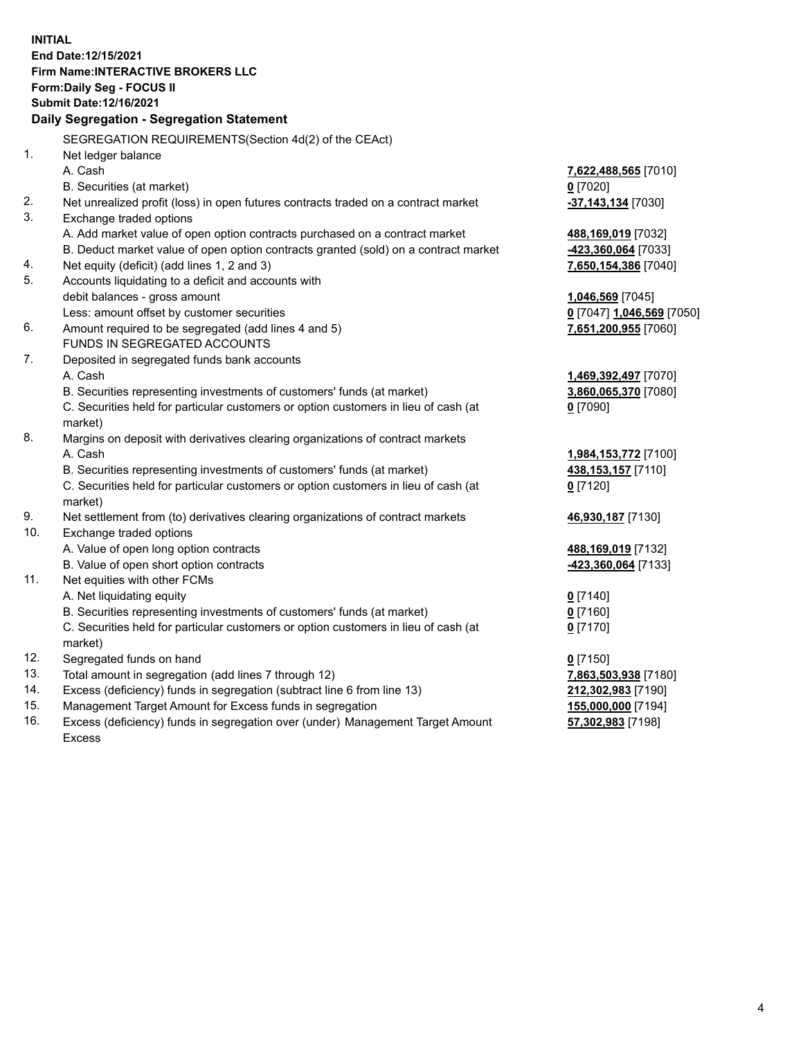**INITIAL**
**End Date:12/15/2021**
**Firm Name:INTERACTIVE BROKERS LLC**
**Form:Daily Seg - FOCUS II**
**Submit Date:12/16/2021**

### Daily Segregation - Segregation Statement

SEGREGATION REQUIREMENTS(Section 4d(2) of the CEAct)

| | | |
|---|---|---|
| 1. | Net ledger balance | |
| | A. Cash | **7,622,488,565** [7010] |
| | B. Securities (at market) | **0** [7020] |
| 2. | Net unrealized profit (loss) in open futures contracts traded on a contract market | **-37,143,134** [7030] |
| 3. | Exchange traded options | |
| | A. Add market value of open option contracts purchased on a contract market | **488,169,019** [7032] |
| | B. Deduct market value of open option contracts granted (sold) on a contract market | **-423,360,064** [7033] |
| 4. | Net equity (deficit) (add lines 1, 2 and 3) | **7,650,154,386** [7040] |
| 5. | Accounts liquidating to a deficit and accounts with debit balances - gross amount | **1,046,569** [7045] |
| | Less: amount offset by customer securities | **0** [7047] **1,046,569** [7050] |
| 6. | Amount required to be segregated (add lines 4 and 5) | **7,651,200,955** [7060] |
| | FUNDS IN SEGREGATED ACCOUNTS | |
| 7. | Deposited in segregated funds bank accounts | |
| | A. Cash | **1,469,392,497** [7070] |
| | B. Securities representing investments of customers' funds (at market) | **3,860,065,370** [7080] |
| | C. Securities held for particular customers or option customers in lieu of cash (at market) | **0** [7090] |
| 8. | Margins on deposit with derivatives clearing organizations of contract markets | |
| | A. Cash | **1,984,153,772** [7100] |
| | B. Securities representing investments of customers' funds (at market) | **438,153,157** [7110] |
| | C. Securities held for particular customers or option customers in lieu of cash (at market) | **0** [7120] |
| 9. | Net settlement from (to) derivatives clearing organizations of contract markets | **46,930,187** [7130] |
| 10. | Exchange traded options | |
| | A. Value of open long option contracts | **488,169,019** [7132] |
| | B. Value of open short option contracts | **-423,360,064** [7133] |
| 11. | Net equities with other FCMs | |
| | A. Net liquidating equity | **0** [7140] |
| | B. Securities representing investments of customers' funds (at market) | **0** [7160] |
| | C. Securities held for particular customers or option customers in lieu of cash (at market) | **0** [7170] |
| 12. | Segregated funds on hand | **0** [7150] |
| 13. | Total amount in segregation (add lines 7 through 12) | **7,863,503,938** [7180] |
| 14. | Excess (deficiency) funds in segregation (subtract line 6 from line 13) | **212,302,983** [7190] |
| 15. | Management Target Amount for Excess funds in segregation | **155,000,000** [7194] |
| 16. | Excess (deficiency) funds in segregation over (under) Management Target Amount Excess | **57,302,983** [7198] |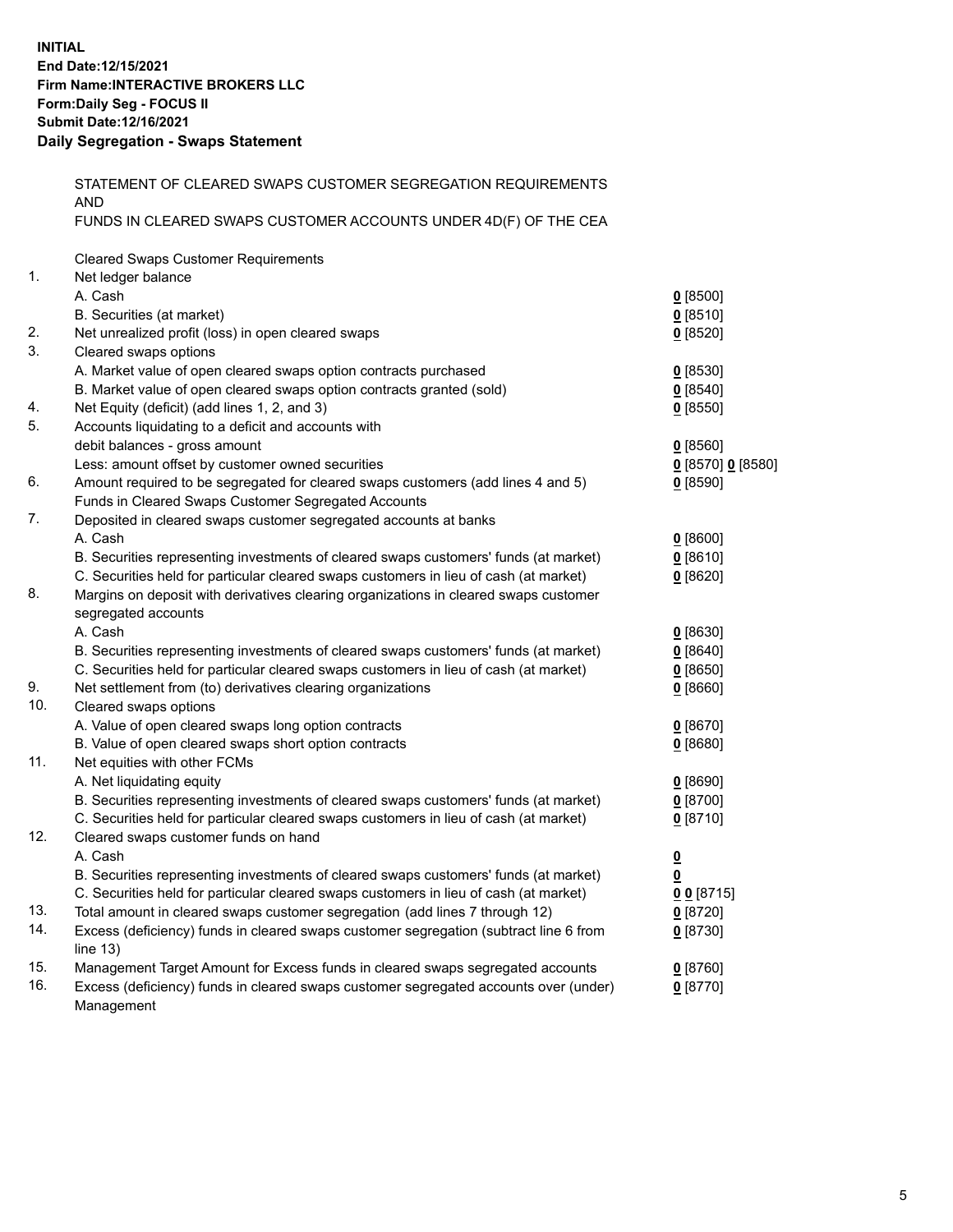**INITIAL**
**End Date:12/15/2021**
**Firm Name:INTERACTIVE BROKERS LLC**
**Form:Daily Seg - FOCUS II**
**Submit Date:12/16/2021**
**Daily Segregation - Swaps Statement**

STATEMENT OF CLEARED SWAPS CUSTOMER SEGREGATION REQUIREMENTS AND FUNDS IN CLEARED SWAPS CUSTOMER ACCOUNTS UNDER 4D(F) OF THE CEA

| | | |
|---|---|---|
| | Cleared Swaps Customer Requirements | |
| 1. | Net ledger balance | |
| | A. Cash | 0 [8500] |
| | B. Securities (at market) | 0 [8510] |
| 2. | Net unrealized profit (loss) in open cleared swaps | 0 [8520] |
| 3. | Cleared swaps options | |
| | A. Market value of open cleared swaps option contracts purchased | 0 [8530] |
| | B. Market value of open cleared swaps option contracts granted (sold) | 0 [8540] |
| 4. | Net Equity (deficit) (add lines 1, 2, and 3) | 0 [8550] |
| 5. | Accounts liquidating to a deficit and accounts with debit balances - gross amount | 0 [8560] |
| | Less: amount offset by customer owned securities | 0 [8570] 0 [8580] |
| 6. | Amount required to be segregated for cleared swaps customers (add lines 4 and 5) | 0 [8590] |
| | Funds in Cleared Swaps Customer Segregated Accounts | |
| 7. | Deposited in cleared swaps customer segregated accounts at banks | |
| | A. Cash | 0 [8600] |
| | B. Securities representing investments of cleared swaps customers' funds (at market) | 0 [8610] |
| | C. Securities held for particular cleared swaps customers in lieu of cash (at market) | 0 [8620] |
| 8. | Margins on deposit with derivatives clearing organizations in cleared swaps customer segregated accounts | |
| | A. Cash | 0 [8630] |
| | B. Securities representing investments of cleared swaps customers' funds (at market) | 0 [8640] |
| | C. Securities held for particular cleared swaps customers in lieu of cash (at market) | 0 [8650] |
| 9. | Net settlement from (to) derivatives clearing organizations | 0 [8660] |
| 10. | Cleared swaps options | |
| | A. Value of open cleared swaps long option contracts | 0 [8670] |
| | B. Value of open cleared swaps short option contracts | 0 [8680] |
| 11. | Net equities with other FCMs | |
| | A. Net liquidating equity | 0 [8690] |
| | B. Securities representing investments of cleared swaps customers' funds (at market) | 0 [8700] |
| | C. Securities held for particular cleared swaps customers in lieu of cash (at market) | 0 [8710] |
| 12. | Cleared swaps customer funds on hand | |
| | A. Cash | 0 |
| | B. Securities representing investments of cleared swaps customers' funds (at market) | 0 |
| | C. Securities held for particular cleared swaps customers in lieu of cash (at market) | 0 0 [8715] |
| 13. | Total amount in cleared swaps customer segregation (add lines 7 through 12) | 0 [8720] |
| 14. | Excess (deficiency) funds in cleared swaps customer segregation (subtract line 6 from line 13) | 0 [8730] |
| 15. | Management Target Amount for Excess funds in cleared swaps segregated accounts | 0 [8760] |
| 16. | Excess (deficiency) funds in cleared swaps customer segregated accounts over (under) Management | 0 [8770] |